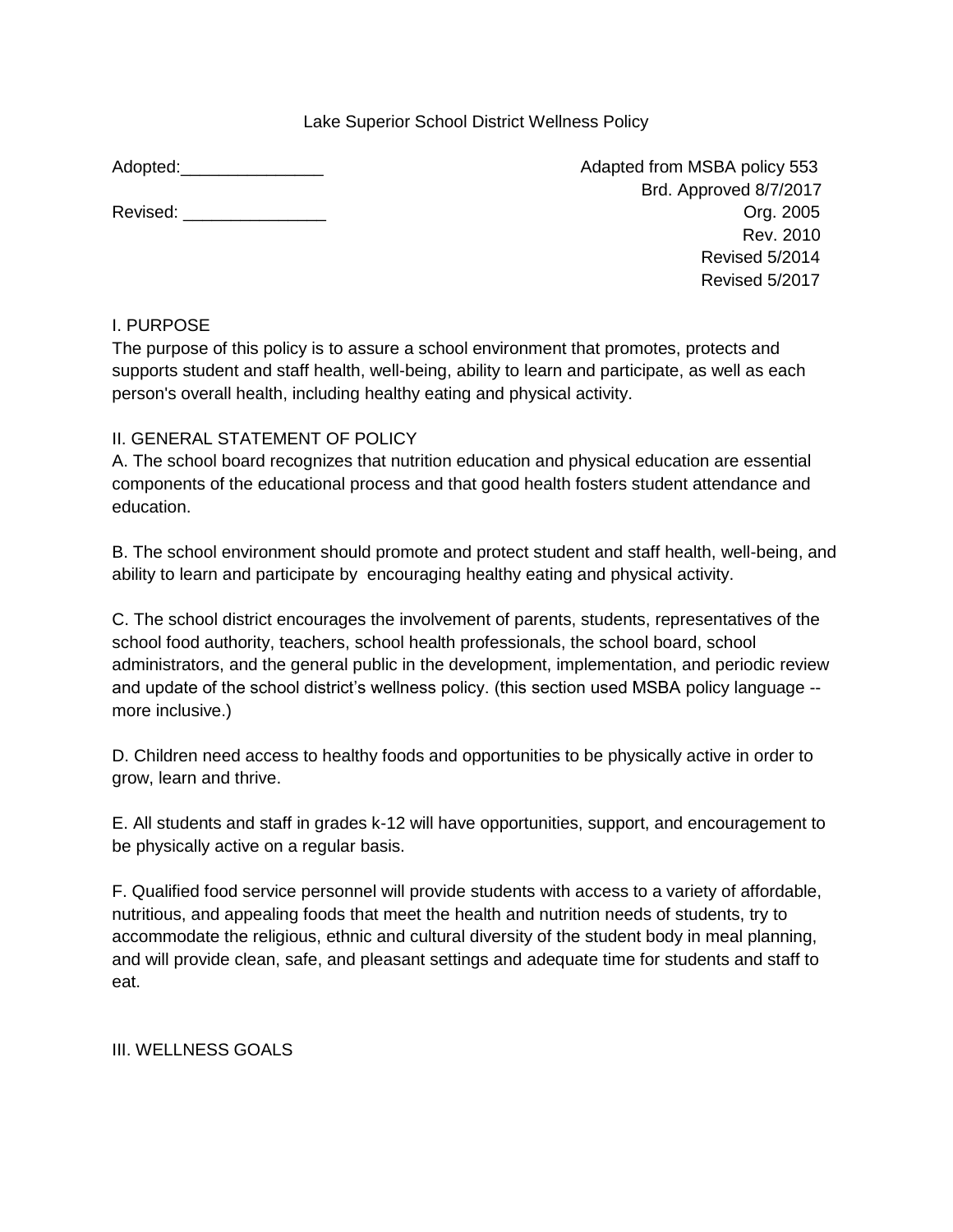# Lake Superior School District Wellness Policy

Adopted:_______________

Revised: _______________

Adapted from MSBA policy 553
Brd. Approved 8/7/2017
Org. 2005
Rev. 2010
Revised 5/2014
Revised 5/2017

## I. PURPOSE

The purpose of this policy is to assure a school environment that promotes, protects and supports student and staff health, well-being, ability to learn and participate, as well as each person's overall health, including healthy eating and physical activity.

## II. GENERAL STATEMENT OF POLICY

A. The school board recognizes that nutrition education and physical education are essential components of the educational process and that good health fosters student attendance and education.

B. The school environment should promote and protect student and staff health, well-being, and ability to learn and participate by encouraging healthy eating and physical activity.

C. The school district encourages the involvement of parents, students, representatives of the school food authority, teachers, school health professionals, the school board, school administrators, and the general public in the development, implementation, and periodic review and update of the school district's wellness policy. (this section used MSBA policy language -- more inclusive.)

D. Children need access to healthy foods and opportunities to be physically active in order to grow, learn and thrive.

E. All students and staff in grades k-12 will have opportunities, support, and encouragement to be physically active on a regular basis.

F. Qualified food service personnel will provide students with access to a variety of affordable, nutritious, and appealing foods that meet the health and nutrition needs of students, try to accommodate the religious, ethnic and cultural diversity of the student body in meal planning, and will provide clean, safe, and pleasant settings and adequate time for students and staff to eat.

## III. WELLNESS GOALS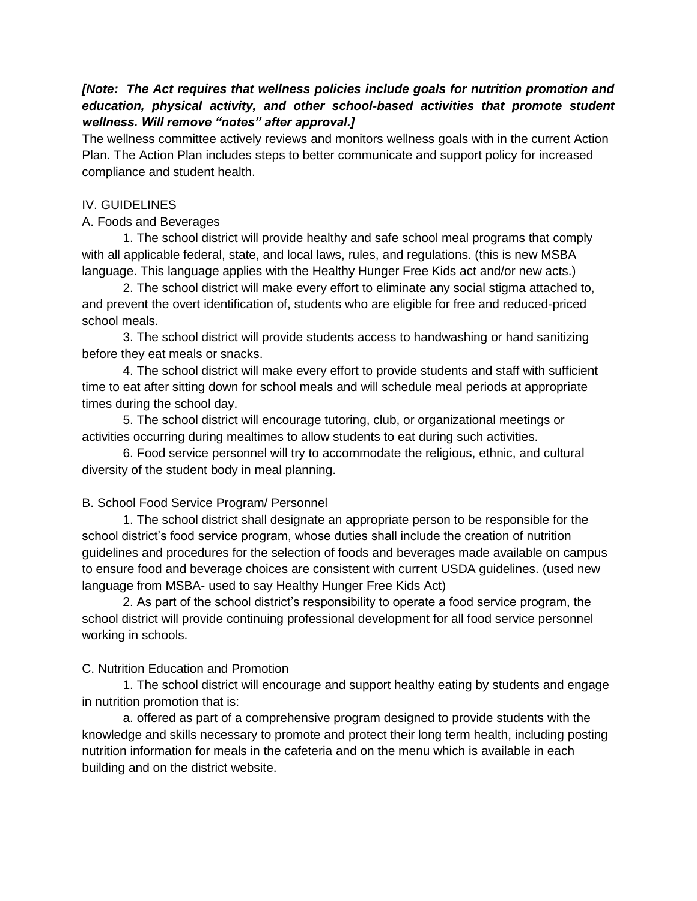***[Note: The Act requires that wellness policies include goals for nutrition promotion and education, physical activity, and other school-based activities that promote student wellness. Will remove "notes" after approval.]***

The wellness committee actively reviews and monitors wellness goals with in the current Action Plan. The Action Plan includes steps to better communicate and support policy for increased compliance and student health.

IV. GUIDELINES

A. Foods and Beverages

1. The school district will provide healthy and safe school meal programs that comply with all applicable federal, state, and local laws, rules, and regulations. (this is new MSBA language. This language applies with the Healthy Hunger Free Kids act and/or new acts.)

2. The school district will make every effort to eliminate any social stigma attached to, and prevent the overt identification of, students who are eligible for free and reduced-priced school meals.

3. The school district will provide students access to handwashing or hand sanitizing before they eat meals or snacks.

4. The school district will make every effort to provide students and staff with sufficient time to eat after sitting down for school meals and will schedule meal periods at appropriate times during the school day.

5. The school district will encourage tutoring, club, or organizational meetings or activities occurring during mealtimes to allow students to eat during such activities.

6. Food service personnel will try to accommodate the religious, ethnic, and cultural diversity of the student body in meal planning.

B. School Food Service Program/ Personnel

1. The school district shall designate an appropriate person to be responsible for the school district's food service program, whose duties shall include the creation of nutrition guidelines and procedures for the selection of foods and beverages made available on campus to ensure food and beverage choices are consistent with current USDA guidelines. (used new language from MSBA- used to say Healthy Hunger Free Kids Act)

2. As part of the school district's responsibility to operate a food service program, the school district will provide continuing professional development for all food service personnel working in schools.

C. Nutrition Education and Promotion

1. The school district will encourage and support healthy eating by students and engage in nutrition promotion that is:

a. offered as part of a comprehensive program designed to provide students with the knowledge and skills necessary to promote and protect their long term health, including posting nutrition information for meals in the cafeteria and on the menu which is available in each building and on the district website.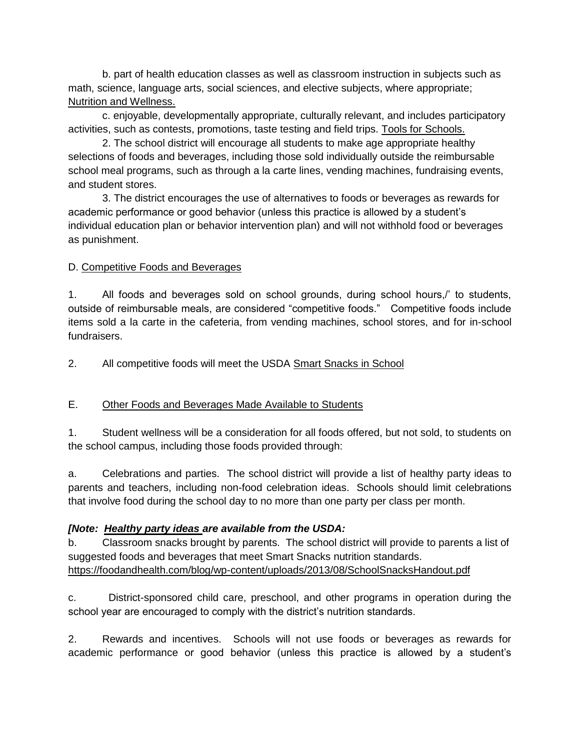b. part of health education classes as well as classroom instruction in subjects such as math, science, language arts, social sciences, and elective subjects, where appropriate; Nutrition and Wellness.

c. enjoyable, developmentally appropriate, culturally relevant, and includes participatory activities, such as contests, promotions, taste testing and field trips. Tools for Schools.

2. The school district will encourage all students to make age appropriate healthy selections of foods and beverages, including those sold individually outside the reimbursable school meal programs, such as through a la carte lines, vending machines, fundraising events, and student stores.

3. The district encourages the use of alternatives to foods or beverages as rewards for academic performance or good behavior (unless this practice is allowed by a student's individual education plan or behavior intervention plan) and will not withhold food or beverages as punishment.

D. Competitive Foods and Beverages

1. All foods and beverages sold on school grounds, during school hours,/' to students, outside of reimbursable meals, are considered "competitive foods." Competitive foods include items sold a la carte in the cafeteria, from vending machines, school stores, and for in-school fundraisers.

2. All competitive foods will meet the USDA Smart Snacks in School

E. Other Foods and Beverages Made Available to Students

1. Student wellness will be a consideration for all foods offered, but not sold, to students on the school campus, including those foods provided through:

a. Celebrations and parties. The school district will provide a list of healthy party ideas to parents and teachers, including non-food celebration ideas. Schools should limit celebrations that involve food during the school day to no more than one party per class per month.

***[Note: Healthy party ideas are available from the USDA:***

b. Classroom snacks brought by parents. The school district will provide to parents a list of suggested foods and beverages that meet Smart Snacks nutrition standards. https://foodandhealth.com/blog/wp-content/uploads/2013/08/SchoolSnacksHandout.pdf

c. District-sponsored child care, preschool, and other programs in operation during the school year are encouraged to comply with the district's nutrition standards.

2. Rewards and incentives. Schools will not use foods or beverages as rewards for academic performance or good behavior (unless this practice is allowed by a student's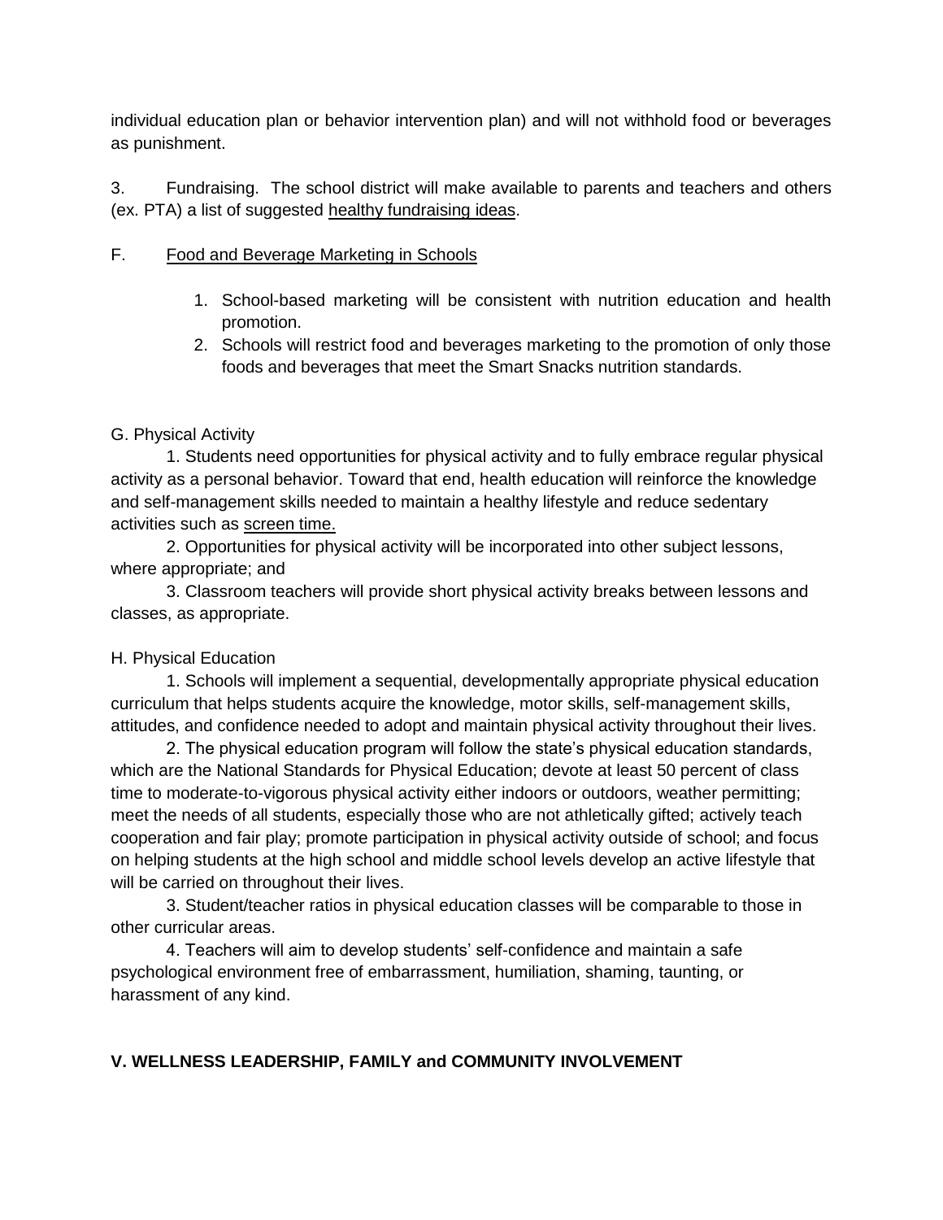individual education plan or behavior intervention plan) and will not withhold food or beverages as punishment.

3. Fundraising. The school district will make available to parents and teachers and others (ex. PTA) a list of suggested healthy fundraising ideas.

F. Food and Beverage Marketing in Schools

1. School-based marketing will be consistent with nutrition education and health promotion.
2. Schools will restrict food and beverages marketing to the promotion of only those foods and beverages that meet the Smart Snacks nutrition standards.

G. Physical Activity

1. Students need opportunities for physical activity and to fully embrace regular physical activity as a personal behavior. Toward that end, health education will reinforce the knowledge and self-management skills needed to maintain a healthy lifestyle and reduce sedentary activities such as screen time.

2. Opportunities for physical activity will be incorporated into other subject lessons, where appropriate; and

3. Classroom teachers will provide short physical activity breaks between lessons and classes, as appropriate.

H. Physical Education

1. Schools will implement a sequential, developmentally appropriate physical education curriculum that helps students acquire the knowledge, motor skills, self-management skills, attitudes, and confidence needed to adopt and maintain physical activity throughout their lives.

2. The physical education program will follow the state's physical education standards, which are the National Standards for Physical Education; devote at least 50 percent of class time to moderate-to-vigorous physical activity either indoors or outdoors, weather permitting; meet the needs of all students, especially those who are not athletically gifted; actively teach cooperation and fair play; promote participation in physical activity outside of school; and focus on helping students at the high school and middle school levels develop an active lifestyle that will be carried on throughout their lives.

3. Student/teacher ratios in physical education classes will be comparable to those in other curricular areas.

4. Teachers will aim to develop students' self-confidence and maintain a safe psychological environment free of embarrassment, humiliation, shaming, taunting, or harassment of any kind.

## V. WELLNESS LEADERSHIP, FAMILY and COMMUNITY INVOLVEMENT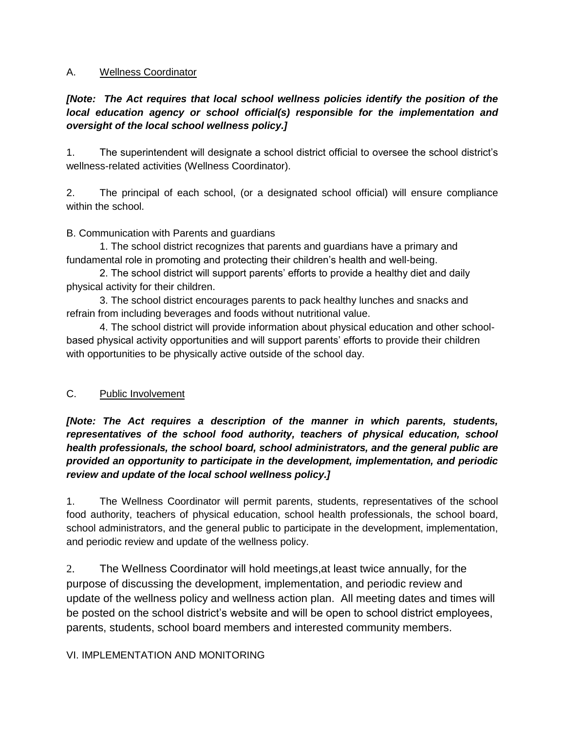### A. Wellness Coordinator

***[Note: The Act requires that local school wellness policies identify the position of the local education agency or school official(s) responsible for the implementation and oversight of the local school wellness policy.]***

1. The superintendent will designate a school district official to oversee the school district's wellness-related activities (Wellness Coordinator).

2. The principal of each school, (or a designated school official) will ensure compliance within the school.

### B. Communication with Parents and guardians

1. The school district recognizes that parents and guardians have a primary and fundamental role in promoting and protecting their children's health and well-being.
2. The school district will support parents' efforts to provide a healthy diet and daily physical activity for their children.
3. The school district encourages parents to pack healthy lunches and snacks and refrain from including beverages and foods without nutritional value.
4. The school district will provide information about physical education and other school-based physical activity opportunities and will support parents' efforts to provide their children with opportunities to be physically active outside of the school day.

### C. Public Involvement

***[Note: The Act requires a description of the manner in which parents, students, representatives of the school food authority, teachers of physical education, school health professionals, the school board, school administrators, and the general public are provided an opportunity to participate in the development, implementation, and periodic review and update of the local school wellness policy.]***

1. The Wellness Coordinator will permit parents, students, representatives of the school food authority, teachers of physical education, school health professionals, the school board, school administrators, and the general public to participate in the development, implementation, and periodic review and update of the wellness policy.

2. The Wellness Coordinator will hold meetings,at least twice annually, for the purpose of discussing the development, implementation, and periodic review and update of the wellness policy and wellness action plan. All meeting dates and times will be posted on the school district's website and will be open to school district employees, parents, students, school board members and interested community members.

## VI. IMPLEMENTATION AND MONITORING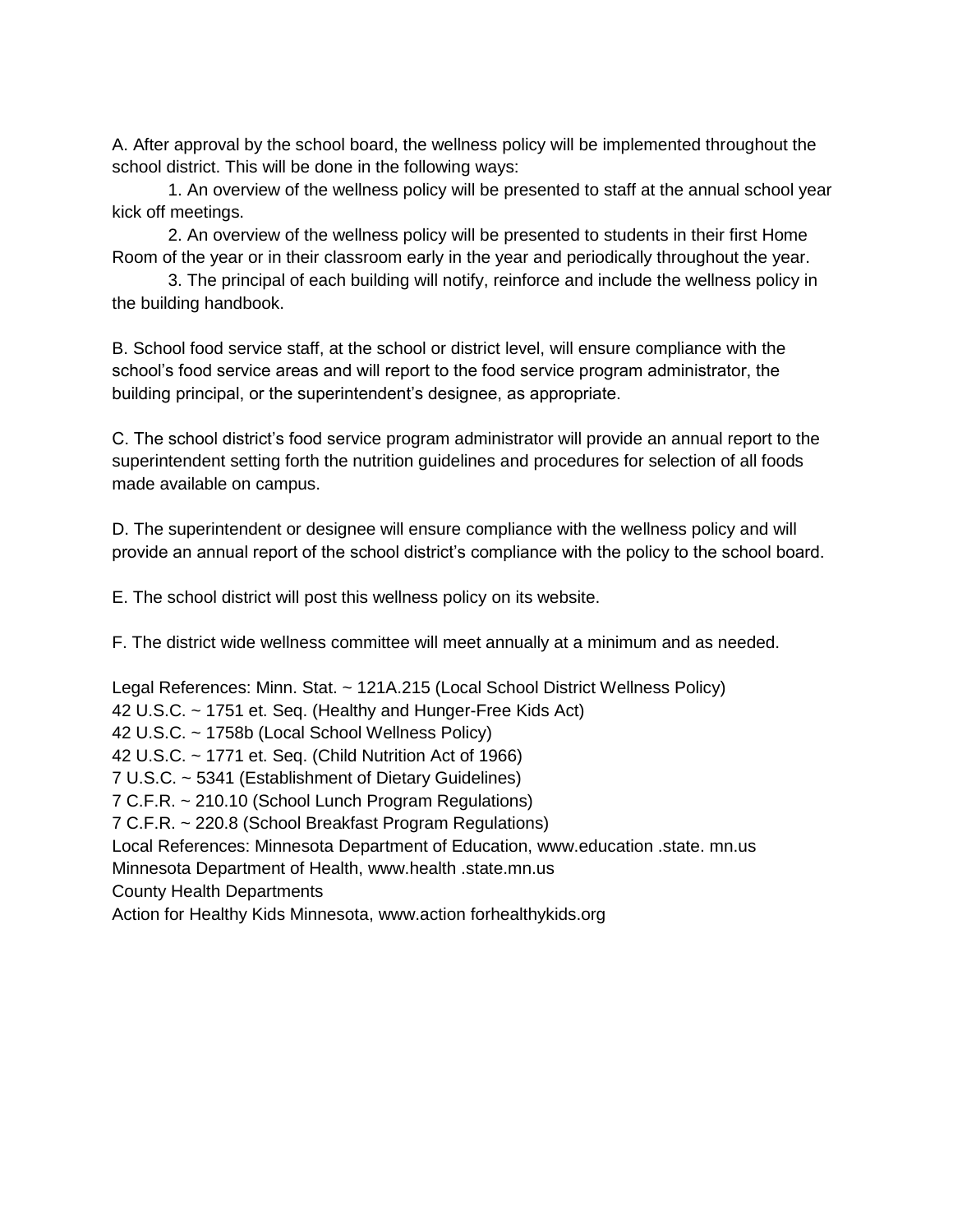A. After approval by the school board, the wellness policy will be implemented throughout the school district. This will be done in the following ways:

1. An overview of the wellness policy will be presented to staff at the annual school year kick off meetings.

2. An overview of the wellness policy will be presented to students in their first Home Room of the year or in their classroom early in the year and periodically throughout the year.

3. The principal of each building will notify, reinforce and include the wellness policy in the building handbook.

B. School food service staff, at the school or district level, will ensure compliance with the school's food service areas and will report to the food service program administrator, the building principal, or the superintendent's designee, as appropriate.

C. The school district's food service program administrator will provide an annual report to the superintendent setting forth the nutrition guidelines and procedures for selection of all foods made available on campus.

D. The superintendent or designee will ensure compliance with the wellness policy and will provide an annual report of the school district's compliance with the policy to the school board.

E. The school district will post this wellness policy on its website.

F. The district wide wellness committee will meet annually at a minimum and as needed.

Legal References: Minn. Stat. ~ 121A.215 (Local School District Wellness Policy)
42 U.S.C. ~ 1751 et. Seq. (Healthy and Hunger-Free Kids Act)
42 U.S.C. ~ 1758b (Local School Wellness Policy)
42 U.S.C. ~ 1771 et. Seq. (Child Nutrition Act of 1966)
7 U.S.C. ~ 5341 (Establishment of Dietary Guidelines)
7 C.F.R. ~ 210.10 (School Lunch Program Regulations)
7 C.F.R. ~ 220.8 (School Breakfast Program Regulations)
Local References: Minnesota Department of Education, www.education .state. mn.us
Minnesota Department of Health, www.health .state.mn.us
County Health Departments
Action for Healthy Kids Minnesota, www.action forhealthykids.org